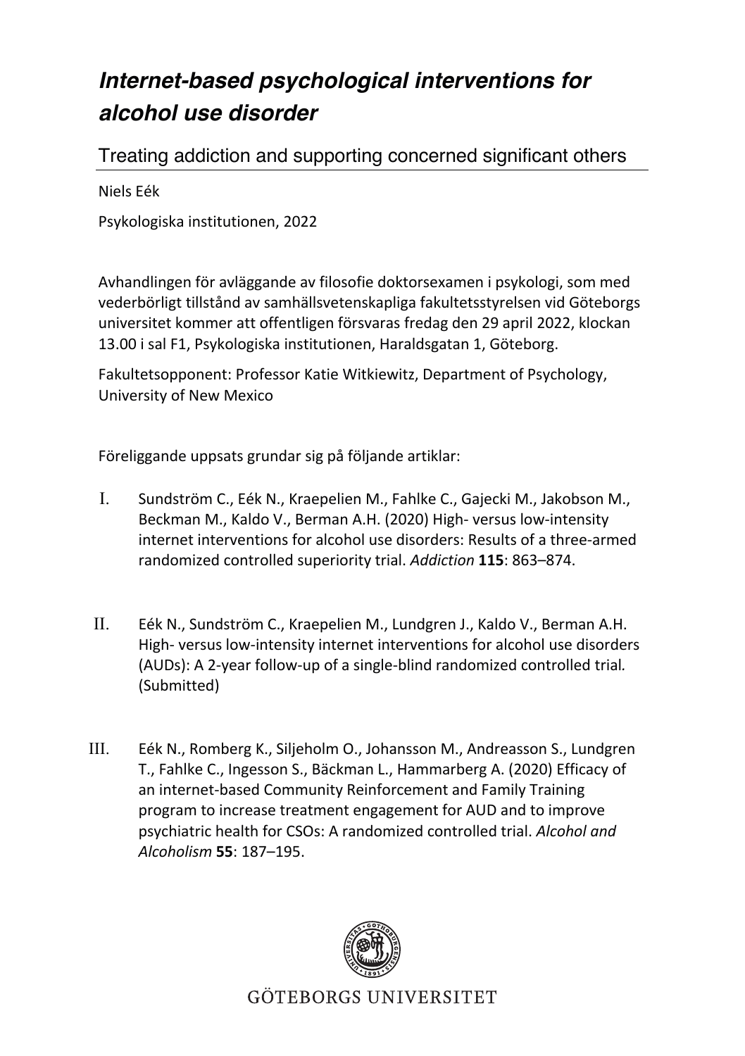# *Internet-based psychological interventions for alcohol use disorder*

## Treating addiction and supporting concerned significant others

Niels Eék

Psykologiska institutionen, 2022

Avhandlingen för avläggande av filosofie doktorsexamen i psykologi, som med vederbörligt tillstånd av samhällsvetenskapliga fakultetsstyrelsen vid Göteborgs universitet kommer att offentligen försvaras fredag den 29 april 2022, klockan 13.00 i sal F1, Psykologiska institutionen, Haraldsgatan 1, Göteborg.

Fakultetsopponent: Professor Katie Witkiewitz, Department of Psychology, University of New Mexico

Föreliggande uppsats grundar sig på följande artiklar:

I. Sundström C., Eék N., Kraepelien M., Fahlke C., Gajecki M., Jakobson M., Beckman M., Kaldo V., Berman A.H. (2020) High- versus low-intensity internet interventions for alcohol use disorders: Results of a three-armed randomized controlled superiority trial. *Addiction* **115**: 863–874.

II. Eék N., Sundström C., Kraepelien M., Lundgren J., Kaldo V., Berman A.H. High- versus low-intensity internet interventions for alcohol use disorders (AUDs): A 2-year follow-up of a single-blind randomized controlled trial. (Submitted)

III. Eék N., Romberg K., Siljeholm O., Johansson M., Andreasson S., Lundgren T., Fahlke C., Ingesson S., Bäckman L., Hammarberg A. (2020) Efficacy of an internet-based Community Reinforcement and Family Training program to increase treatment engagement for AUD and to improve psychiatric health for CSOs: A randomized controlled trial. *Alcohol and Alcoholism* **55**: 187–195.

GÖTEBORGS UNIVERSITET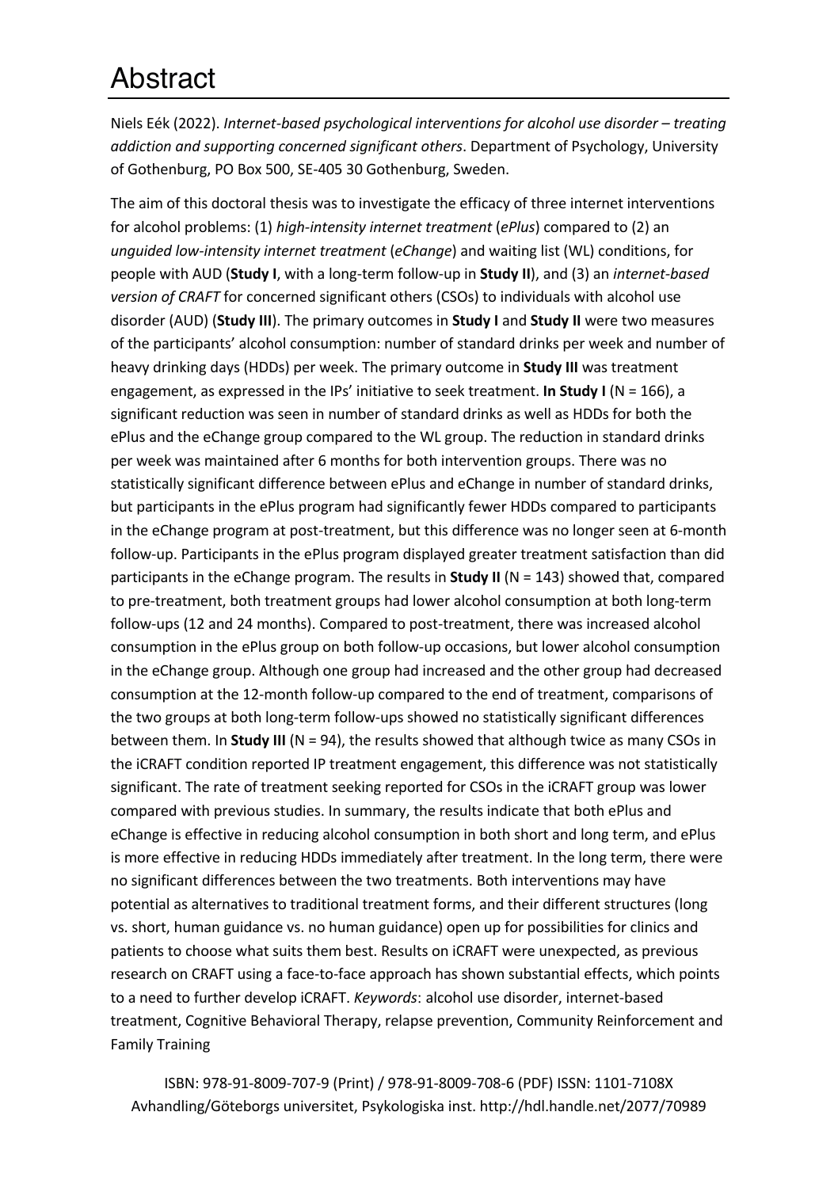# Abstract

Niels Eék (2022). *Internet-based psychological interventions for alcohol use disorder – treating addiction and supporting concerned significant others*. Department of Psychology, University of Gothenburg, PO Box 500, SE-405 30 Gothenburg, Sweden.

The aim of this doctoral thesis was to investigate the efficacy of three internet interventions for alcohol problems: (1) *high-intensity internet treatment* (*ePlus*) compared to (2) an *unguided low-intensity internet treatment* (*eChange*) and waiting list (WL) conditions, for people with AUD (**Study I**, with a long-term follow-up in **Study II**), and (3) an *internet-based version of CRAFT* for concerned significant others (CSOs) to individuals with alcohol use disorder (AUD) (**Study III**). The primary outcomes in **Study I** and **Study II** were two measures of the participants' alcohol consumption: number of standard drinks per week and number of heavy drinking days (HDDs) per week. The primary outcome in **Study III** was treatment engagement, as expressed in the IPs' initiative to seek treatment. **In Study I** (N = 166), a significant reduction was seen in number of standard drinks as well as HDDs for both the ePlus and the eChange group compared to the WL group. The reduction in standard drinks per week was maintained after 6 months for both intervention groups. There was no statistically significant difference between ePlus and eChange in number of standard drinks, but participants in the ePlus program had significantly fewer HDDs compared to participants in the eChange program at post-treatment, but this difference was no longer seen at 6-month follow-up. Participants in the ePlus program displayed greater treatment satisfaction than did participants in the eChange program. The results in **Study II** (N = 143) showed that, compared to pre-treatment, both treatment groups had lower alcohol consumption at both long-term follow-ups (12 and 24 months). Compared to post-treatment, there was increased alcohol consumption in the ePlus group on both follow-up occasions, but lower alcohol consumption in the eChange group. Although one group had increased and the other group had decreased consumption at the 12-month follow-up compared to the end of treatment, comparisons of the two groups at both long-term follow-ups showed no statistically significant differences between them. In **Study III** (N = 94), the results showed that although twice as many CSOs in the iCRAFT condition reported IP treatment engagement, this difference was not statistically significant. The rate of treatment seeking reported for CSOs in the iCRAFT group was lower compared with previous studies. In summary, the results indicate that both ePlus and eChange is effective in reducing alcohol consumption in both short and long term, and ePlus is more effective in reducing HDDs immediately after treatment. In the long term, there were no significant differences between the two treatments. Both interventions may have potential as alternatives to traditional treatment forms, and their different structures (long vs. short, human guidance vs. no human guidance) open up for possibilities for clinics and patients to choose what suits them best. Results on iCRAFT were unexpected, as previous research on CRAFT using a face-to-face approach has shown substantial effects, which points to a need to further develop iCRAFT. *Keywords*: alcohol use disorder, internet-based treatment, Cognitive Behavioral Therapy, relapse prevention, Community Reinforcement and Family Training

ISBN: 978-91-8009-707-9 (Print) / 978-91-8009-708-6 (PDF) ISSN: 1101-7108X
Avhandling/Göteborgs universitet, Psykologiska inst. http://hdl.handle.net/2077/70989